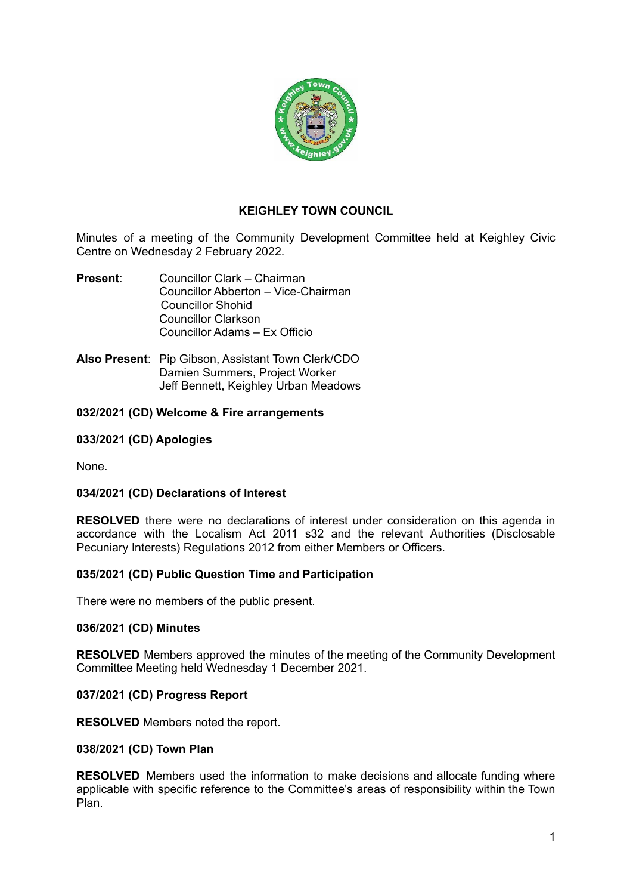# KEIGHLEY TOWN COUNCIL

Minutes of a meeting of the Community Development Committee held at Keighley Civic Centre on Wednesday 2 February 2022.

**Present**: Councillor Clark – Chairman
Councillor Abberton – Vice-Chairman
Councillor Shohid
Councillor Clarkson
Councillor Adams – Ex Officio

**Also Present**: Pip Gibson, Assistant Town Clerk/CDO
Damien Summers, Project Worker
Jeff Bennett, Keighley Urban Meadows

### 032/2021 (CD) Welcome & Fire arrangements

### 033/2021 (CD) Apologies

None.

### 034/2021 (CD) Declarations of Interest

**RESOLVED** there were no declarations of interest under consideration on this agenda in accordance with the Localism Act 2011 s32 and the relevant Authorities (Disclosable Pecuniary Interests) Regulations 2012 from either Members or Officers.

### 035/2021 (CD) Public Question Time and Participation

There were no members of the public present.

### 036/2021 (CD) Minutes

**RESOLVED** Members approved the minutes of the meeting of the Community Development Committee Meeting held Wednesday 1 December 2021.

### 037/2021 (CD) Progress Report

**RESOLVED** Members noted the report.

### 038/2021 (CD) Town Plan

**RESOLVED** Members used the information to make decisions and allocate funding where applicable with specific reference to the Committee's areas of responsibility within the Town Plan.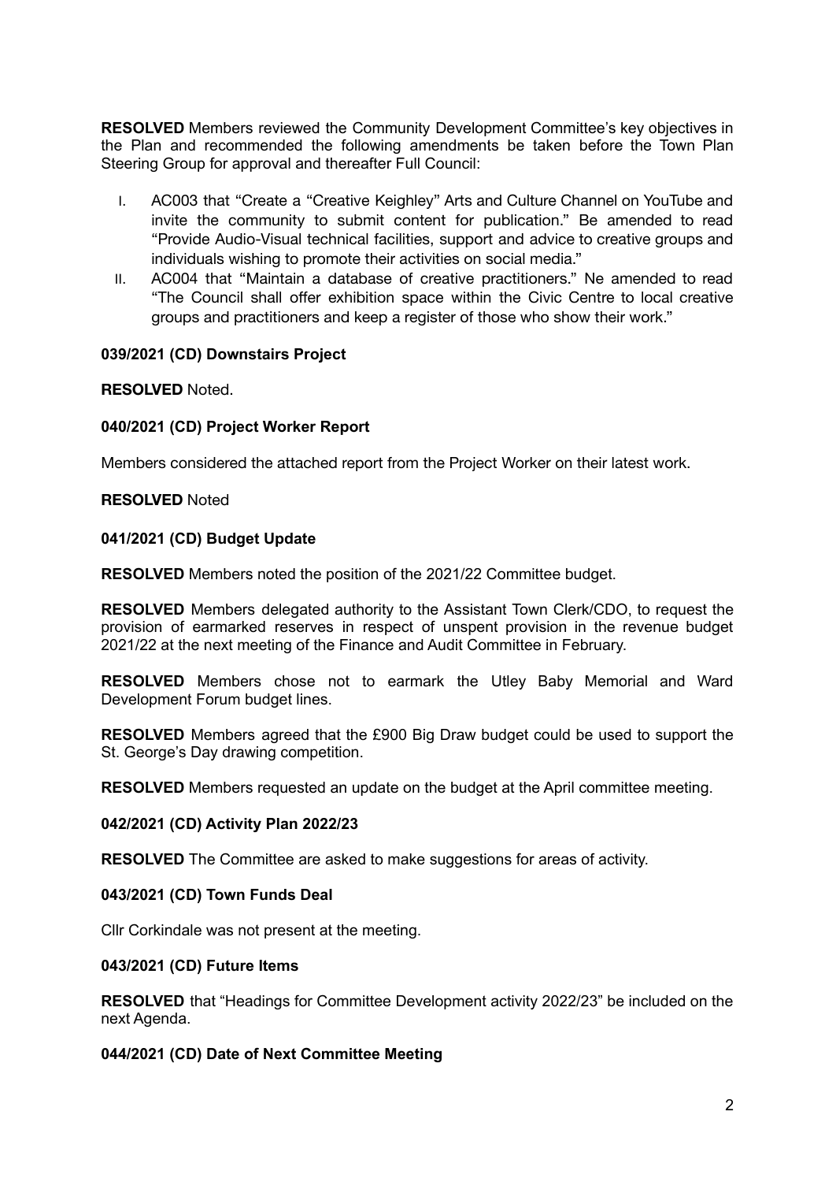**RESOLVED** Members reviewed the Community Development Committee's key objectives in the Plan and recommended the following amendments be taken before the Town Plan Steering Group for approval and thereafter Full Council:

I. AC003 that "Create a "Creative Keighley" Arts and Culture Channel on YouTube and invite the community to submit content for publication." Be amended to read "Provide Audio-Visual technical facilities, support and advice to creative groups and individuals wishing to promote their activities on social media."
II. AC004 that "Maintain a database of creative practitioners." Ne amended to read "The Council shall offer exhibition space within the Civic Centre to local creative groups and practitioners and keep a register of those who show their work."

### 039/2021 (CD) Downstairs Project

**RESOLVED** Noted.

### 040/2021 (CD) Project Worker Report

Members considered the attached report from the Project Worker on their latest work.

**RESOLVED** Noted

### 041/2021 (CD) Budget Update

**RESOLVED** Members noted the position of the 2021/22 Committee budget.

**RESOLVED** Members delegated authority to the Assistant Town Clerk/CDO, to request the provision of earmarked reserves in respect of unspent provision in the revenue budget 2021/22 at the next meeting of the Finance and Audit Committee in February.

**RESOLVED** Members chose not to earmark the Utley Baby Memorial and Ward Development Forum budget lines.

**RESOLVED** Members agreed that the £900 Big Draw budget could be used to support the St. George's Day drawing competition.

**RESOLVED** Members requested an update on the budget at the April committee meeting.

### 042/2021 (CD) Activity Plan 2022/23

**RESOLVED** The Committee are asked to make suggestions for areas of activity.

### 043/2021 (CD) Town Funds Deal

Cllr Corkindale was not present at the meeting.

### 043/2021 (CD) Future Items

**RESOLVED** that "Headings for Committee Development activity 2022/23" be included on the next Agenda.

### 044/2021 (CD) Date of Next Committee Meeting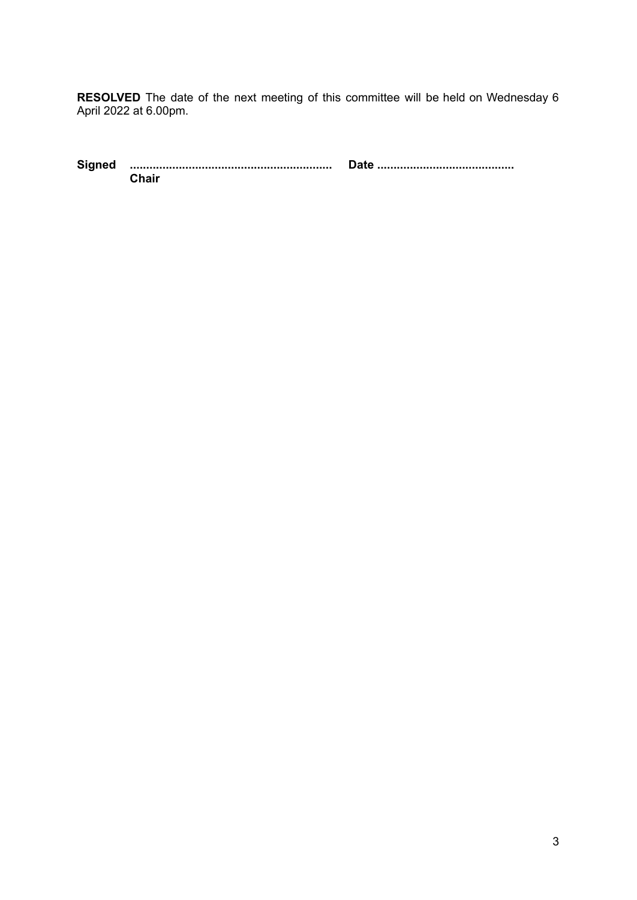**RESOLVED** The date of the next meeting of this committee will be held on Wednesday 6 April 2022 at 6.00pm.

**Signed ..............................................................** **Date ..........................................**
**Chair**